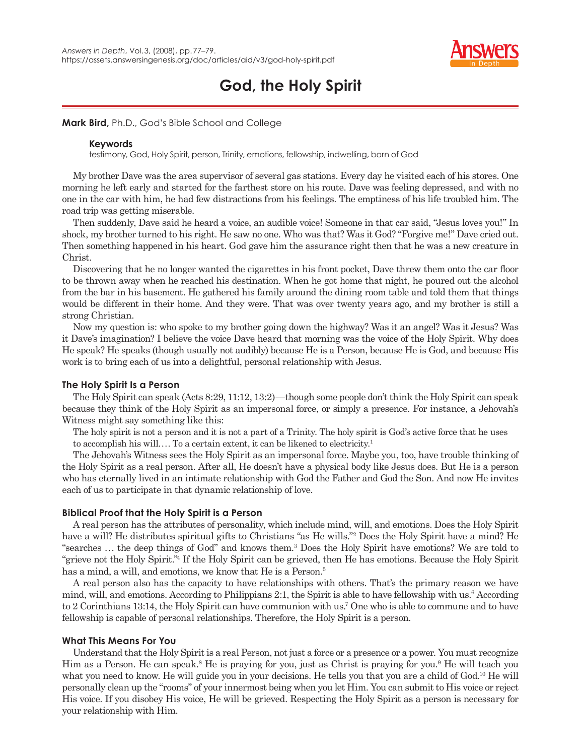# God, the Holy Spirit

**Mark Bird,** Ph.D., God's Bible School and College

**Keywords**

testimony, God, Holy Spirit, person, Trinity, emotions, fellowship, indwelling, born of God

My brother Dave was the area supervisor of several gas stations. Every day he visited each of his stores. One morning he left early and started for the farthest store on his route. Dave was feeling depressed, and with no one in the car with him, he had few distractions from his feelings. The emptiness of his life troubled him. The road trip was getting miserable.

Then suddenly, Dave said he heard a voice, an audible voice! Someone in that car said, "Jesus loves you!" In shock, my brother turned to his right. He saw no one. Who was that? Was it God? "Forgive me!" Dave cried out. Then something happened in his heart. God gave him the assurance right then that he was a new creature in Christ.

Discovering that he no longer wanted the cigarettes in his front pocket, Dave threw them onto the car floor to be thrown away when he reached his destination. When he got home that night, he poured out the alcohol from the bar in his basement. He gathered his family around the dining room table and told them that things would be different in their home. And they were. That was over twenty years ago, and my brother is still a strong Christian.

Now my question is: who spoke to my brother going down the highway? Was it an angel? Was it Jesus? Was it Dave's imagination? I believe the voice Dave heard that morning was the voice of the Holy Spirit. Why does He speak? He speaks (though usually not audibly) because He is a Person, because He is God, and because His work is to bring each of us into a delightful, personal relationship with Jesus.

## The Holy Spirit Is a Person

The Holy Spirit can speak (Acts 8:29, 11:12, 13:2)—though some people don't think the Holy Spirit can speak because they think of the Holy Spirit as an impersonal force, or simply a presence. For instance, a Jehovah's Witness might say something like this:

> The holy spirit is not a person and it is not a part of a Trinity. The holy spirit is God's active force that he uses to accomplish his will.... To a certain extent, it can be likened to electricity.[1]

The Jehovah's Witness sees the Holy Spirit as an impersonal force. Maybe you, too, have trouble thinking of the Holy Spirit as a real person. After all, He doesn't have a physical body like Jesus does. But He is a person who has eternally lived in an intimate relationship with God the Father and God the Son. And now He invites each of us to participate in that dynamic relationship of love.

## Biblical Proof that the Holy Spirit is a Person

A real person has the attributes of personality, which include mind, will, and emotions. Does the Holy Spirit have a will? He distributes spiritual gifts to Christians "as He wills."[2] Does the Holy Spirit have a mind? He "searches … the deep things of God" and knows them.[3] Does the Holy Spirit have emotions? We are told to "grieve not the Holy Spirit."[4] If the Holy Spirit can be grieved, then He has emotions. Because the Holy Spirit has a mind, a will, and emotions, we know that He is a Person.[5]

A real person also has the capacity to have relationships with others. That's the primary reason we have mind, will, and emotions. According to Philippians 2:1, the Spirit is able to have fellowship with us.[6] According to 2 Corinthians 13:14, the Holy Spirit can have communion with us.[7] One who is able to commune and to have fellowship is capable of personal relationships. Therefore, the Holy Spirit is a person.

## What This Means For You

Understand that the Holy Spirit is a real Person, not just a force or a presence or a power. You must recognize Him as a Person. He can speak.[8] He is praying for you, just as Christ is praying for you.[9] He will teach you what you need to know. He will guide you in your decisions. He tells you that you are a child of God.[10] He will personally clean up the "rooms" of your innermost being when you let Him. You can submit to His voice or reject His voice. If you disobey His voice, He will be grieved. Respecting the Holy Spirit as a person is necessary for your relationship with Him.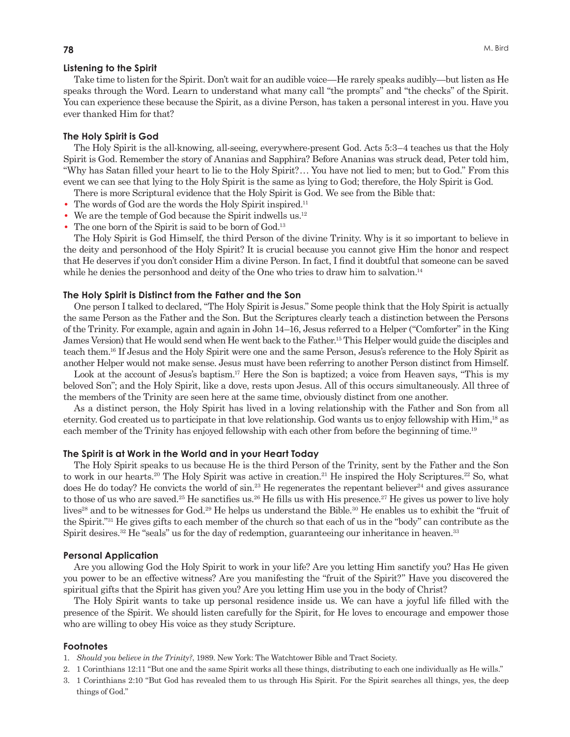## Listening to the Spirit

Take time to listen for the Spirit. Don't wait for an audible voice—He rarely speaks audibly—but listen as He speaks through the Word. Learn to understand what many call "the prompts" and "the checks" of the Spirit. You can experience these because the Spirit, as a divine Person, has taken a personal interest in you. Have you ever thanked Him for that?

## The Holy Spirit is God

The Holy Spirit is the all-knowing, all-seeing, everywhere-present God. Acts 5:3–4 teaches us that the Holy Spirit is God. Remember the story of Ananias and Sapphira? Before Ananias was struck dead, Peter told him, "Why has Satan filled your heart to lie to the Holy Spirit?… You have not lied to men; but to God." From this event we can see that lying to the Holy Spirit is the same as lying to God; therefore, the Holy Spirit is God.

There is more Scriptural evidence that the Holy Spirit is God. We see from the Bible that:

- The words of God are the words the Holy Spirit inspired.[11]
- We are the temple of God because the Spirit indwells us.[12]
- The one born of the Spirit is said to be born of God.[13]

The Holy Spirit is God Himself, the third Person of the divine Trinity. Why is it so important to believe in the deity and personhood of the Holy Spirit? It is crucial because you cannot give Him the honor and respect that He deserves if you don't consider Him a divine Person. In fact, I find it doubtful that someone can be saved while he denies the personhood and deity of the One who tries to draw him to salvation.[14]

## The Holy Spirit is Distinct from the Father and the Son

One person I talked to declared, "The Holy Spirit is Jesus." Some people think that the Holy Spirit is actually the same Person as the Father and the Son. But the Scriptures clearly teach a distinction between the Persons of the Trinity. For example, again and again in John 14–16, Jesus referred to a Helper ("Comforter" in the King James Version) that He would send when He went back to the Father.[15] This Helper would guide the disciples and teach them.[16] If Jesus and the Holy Spirit were one and the same Person, Jesus's reference to the Holy Spirit as another Helper would not make sense. Jesus must have been referring to another Person distinct from Himself.

Look at the account of Jesus's baptism.[17] Here the Son is baptized; a voice from Heaven says, "This is my beloved Son"; and the Holy Spirit, like a dove, rests upon Jesus. All of this occurs simultaneously. All three of the members of the Trinity are seen here at the same time, obviously distinct from one another.

As a distinct person, the Holy Spirit has lived in a loving relationship with the Father and Son from all eternity. God created us to participate in that love relationship. God wants us to enjoy fellowship with Him,[18] as each member of the Trinity has enjoyed fellowship with each other from before the beginning of time.[19]

## The Spirit is at Work in the World and in your Heart Today

The Holy Spirit speaks to us because He is the third Person of the Trinity, sent by the Father and the Son to work in our hearts.[20] The Holy Spirit was active in creation.[21] He inspired the Holy Scriptures.[22] So, what does He do today? He convicts the world of sin.[23] He regenerates the repentant believer[24] and gives assurance to those of us who are saved.[25] He sanctifies us.[26] He fills us with His presence.[27] He gives us power to live holy lives[28] and to be witnesses for God.[29] He helps us understand the Bible.[30] He enables us to exhibit the "fruit of the Spirit."[31] He gives gifts to each member of the church so that each of us in the "body" can contribute as the Spirit desires.[32] He "seals" us for the day of redemption, guaranteeing our inheritance in heaven.[33]

## Personal Application

Are you allowing God the Holy Spirit to work in your life? Are you letting Him sanctify you? Has He given you power to be an effective witness? Are you manifesting the "fruit of the Spirit?" Have you discovered the spiritual gifts that the Spirit has given you? Are you letting Him use you in the body of Christ?

The Holy Spirit wants to take up personal residence inside us. We can have a joyful life filled with the presence of the Spirit. We should listen carefully for the Spirit, for He loves to encourage and empower those who are willing to obey His voice as they study Scripture.

## Footnotes

1. *Should you believe in the Trinity?*, 1989. New York: The Watchtower Bible and Tract Society.
2. 1 Corinthians 12:11 "But one and the same Spirit works all these things, distributing to each one individually as He wills."
3. 1 Corinthians 2:10 "But God has revealed them to us through His Spirit. For the Spirit searches all things, yes, the deep things of God."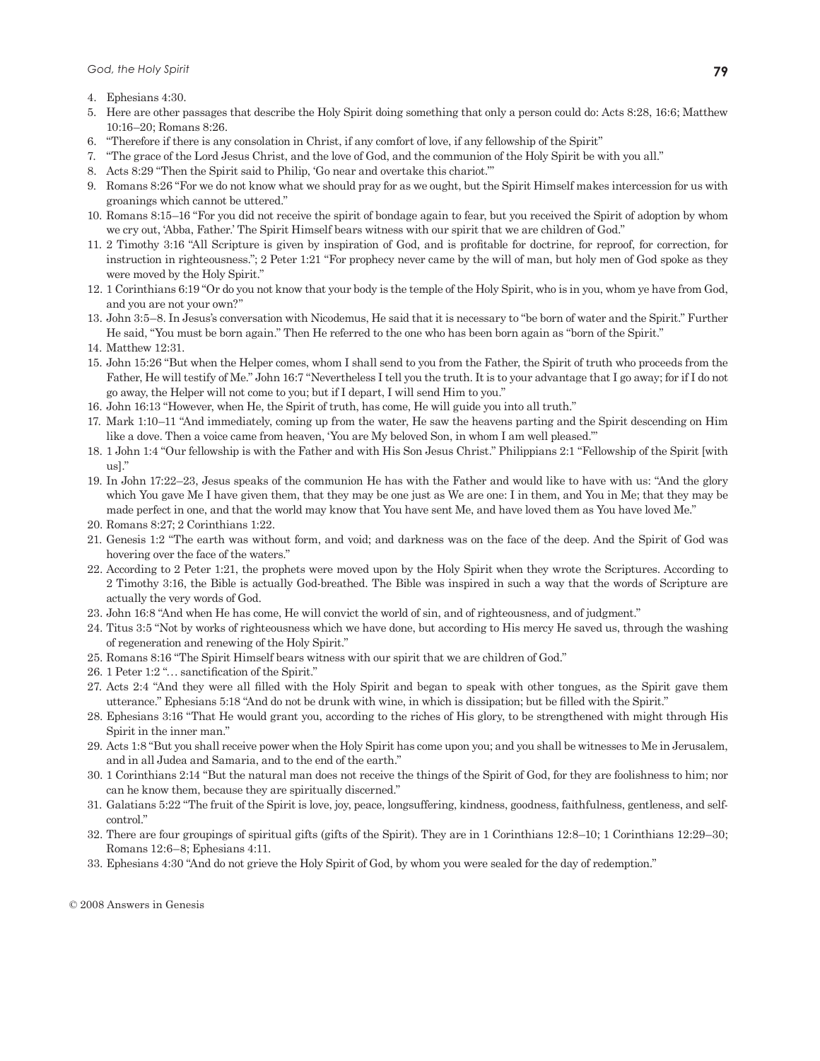4. Ephesians 4:30.
5. Here are other passages that describe the Holy Spirit doing something that only a person could do: Acts 8:28, 16:6; Matthew 10:16–20; Romans 8:26.
6. "Therefore if there is any consolation in Christ, if any comfort of love, if any fellowship of the Spirit"
7. "The grace of the Lord Jesus Christ, and the love of God, and the communion of the Holy Spirit be with you all."
8. Acts 8:29 "Then the Spirit said to Philip, 'Go near and overtake this chariot.'"
9. Romans 8:26 "For we do not know what we should pray for as we ought, but the Spirit Himself makes intercession for us with groanings which cannot be uttered."
10. Romans 8:15–16 "For you did not receive the spirit of bondage again to fear, but you received the Spirit of adoption by whom we cry out, 'Abba, Father.' The Spirit Himself bears witness with our spirit that we are children of God."
11. 2 Timothy 3:16 "All Scripture is given by inspiration of God, and is profitable for doctrine, for reproof, for correction, for instruction in righteousness."; 2 Peter 1:21 "For prophecy never came by the will of man, but holy men of God spoke as they were moved by the Holy Spirit."
12. 1 Corinthians 6:19 "Or do you not know that your body is the temple of the Holy Spirit, who is in you, whom ye have from God, and you are not your own?"
13. John 3:5–8. In Jesus's conversation with Nicodemus, He said that it is necessary to "be born of water and the Spirit." Further He said, "You must be born again." Then He referred to the one who has been born again as "born of the Spirit."
14. Matthew 12:31.
15. John 15:26 "But when the Helper comes, whom I shall send to you from the Father, the Spirit of truth who proceeds from the Father, He will testify of Me." John 16:7 "Nevertheless I tell you the truth. It is to your advantage that I go away; for if I do not go away, the Helper will not come to you; but if I depart, I will send Him to you."
16. John 16:13 "However, when He, the Spirit of truth, has come, He will guide you into all truth."
17. Mark 1:10–11 "And immediately, coming up from the water, He saw the heavens parting and the Spirit descending on Him like a dove. Then a voice came from heaven, 'You are My beloved Son, in whom I am well pleased.'"
18. 1 John 1:4 "Our fellowship is with the Father and with His Son Jesus Christ." Philippians 2:1 "Fellowship of the Spirit [with us]."
19. In John 17:22–23, Jesus speaks of the communion He has with the Father and would like to have with us: "And the glory which You gave Me I have given them, that they may be one just as We are one: I in them, and You in Me; that they may be made perfect in one, and that the world may know that You have sent Me, and have loved them as You have loved Me."
20. Romans 8:27; 2 Corinthians 1:22.
21. Genesis 1:2 "The earth was without form, and void; and darkness was on the face of the deep. And the Spirit of God was hovering over the face of the waters."
22. According to 2 Peter 1:21, the prophets were moved upon by the Holy Spirit when they wrote the Scriptures. According to 2 Timothy 3:16, the Bible is actually God-breathed. The Bible was inspired in such a way that the words of Scripture are actually the very words of God.
23. John 16:8 "And when He has come, He will convict the world of sin, and of righteousness, and of judgment."
24. Titus 3:5 "Not by works of righteousness which we have done, but according to His mercy He saved us, through the washing of regeneration and renewing of the Holy Spirit."
25. Romans 8:16 "The Spirit Himself bears witness with our spirit that we are children of God."
26. 1 Peter 1:2 "… sanctification of the Spirit."
27. Acts 2:4 "And they were all filled with the Holy Spirit and began to speak with other tongues, as the Spirit gave them utterance." Ephesians 5:18 "And do not be drunk with wine, in which is dissipation; but be filled with the Spirit."
28. Ephesians 3:16 "That He would grant you, according to the riches of His glory, to be strengthened with might through His Spirit in the inner man."
29. Acts 1:8 "But you shall receive power when the Holy Spirit has come upon you; and you shall be witnesses to Me in Jerusalem, and in all Judea and Samaria, and to the end of the earth."
30. 1 Corinthians 2:14 "But the natural man does not receive the things of the Spirit of God, for they are foolishness to him; nor can he know them, because they are spiritually discerned."
31. Galatians 5:22 "The fruit of the Spirit is love, joy, peace, longsuffering, kindness, goodness, faithfulness, gentleness, and self-control."
32. There are four groupings of spiritual gifts (gifts of the Spirit). They are in 1 Corinthians 12:8–10; 1 Corinthians 12:29–30; Romans 12:6–8; Ephesians 4:11.
33. Ephesians 4:30 "And do not grieve the Holy Spirit of God, by whom you were sealed for the day of redemption."

© 2008 Answers in Genesis